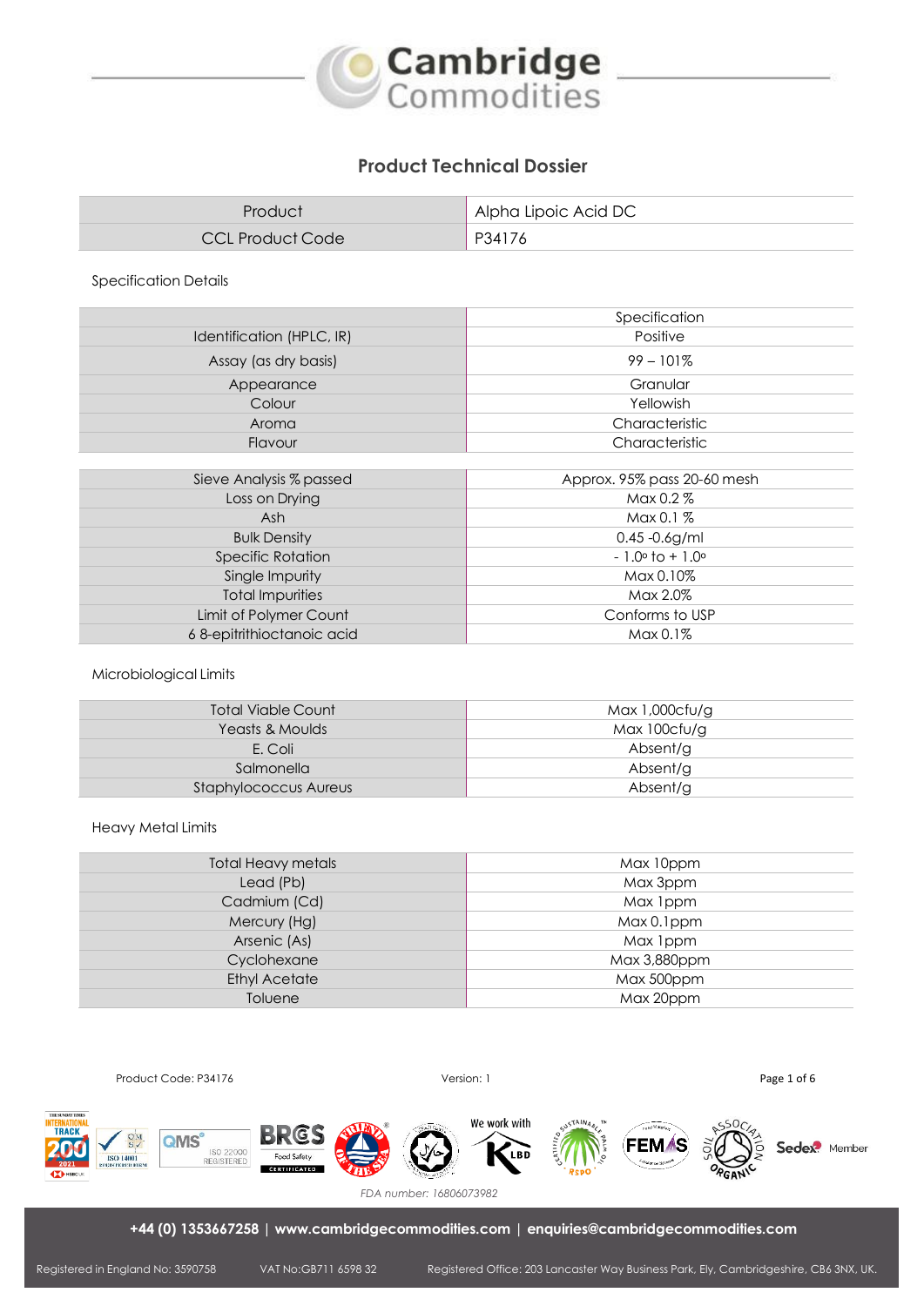# Cambridge Commodities

## Product Technical Dossier

| Product | Alpha Lipoic Acid DC |
| --- | --- |
| CCL Product Code | P34176 |

Specification Details

| | Specification |
| --- | --- |
| Identification (HPLC, IR) | Positive |
| Assay (as dry basis) | 99 – 101% |
| Appearance | Granular |
| Colour | Yellowish |
| Aroma | Characteristic |
| Flavour | Characteristic |

| | |
| --- | --- |
| Sieve Analysis % passed | Approx. 95% pass 20-60 mesh |
| Loss on Drying | Max 0.2 % |
| Ash | Max 0.1 % |
| Bulk Density | 0.45 -0.6g/ml |
| Specific Rotation | - 1.0º to + 1.0º |
| Single Impurity | Max 0.10% |
| Total Impurities | Max 2.0% |
| Limit of Polymer Count | Conforms to USP |
| 6 8-epitrithioctanoic acid | Max 0.1% |

Microbiological Limits

| | |
| --- | --- |
| Total Viable Count | Max 1,000cfu/g |
| Yeasts & Moulds | Max 100cfu/g |
| E. Coli | Absent/g |
| Salmonella | Absent/g |
| Staphylococcus Aureus | Absent/g |

Heavy Metal Limits

| | |
| --- | --- |
| Total Heavy metals | Max 10ppm |
| Lead (Pb) | Max 3ppm |
| Cadmium (Cd) | Max 1ppm |
| Mercury (Hg) | Max 0.1ppm |
| Arsenic (As) | Max 1ppm |
| Cyclohexane | Max 3,880ppm |
| Ethyl Acetate | Max 500ppm |
| Toluene | Max 20ppm |

Product Code: P34176 Version: 1

*FDA number: 16806073982*

**+44 (0) 1353667258 | www.cambridgecommodities.com | enquiries@cambridgecommodities.com**

Registered in England No: 3590758 VAT No:GB711 6598 32 Registered Office: 203 Lancaster Way Business Park, Ely, Cambridgeshire, CB6 3NX, UK.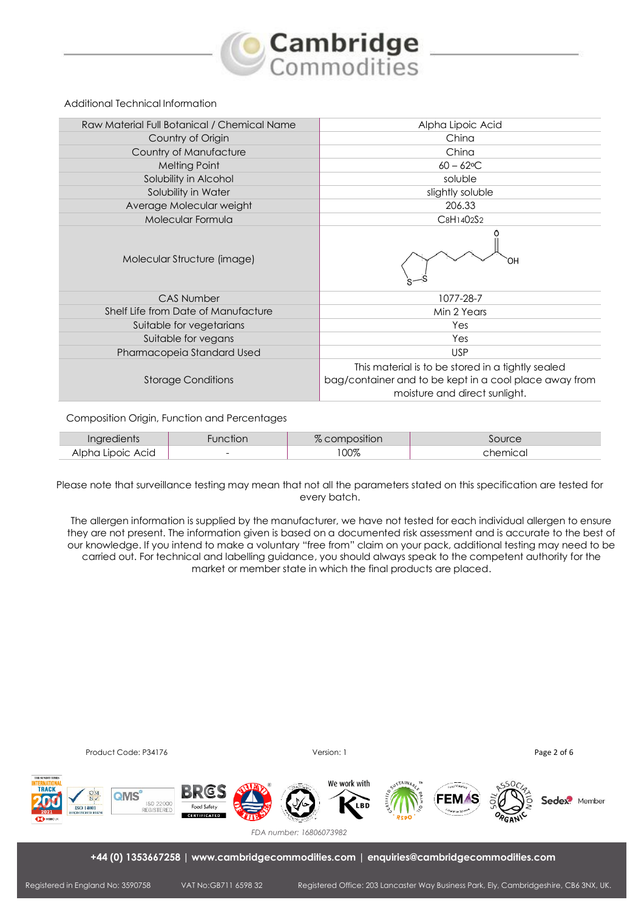Additional Technical Information

| Raw Material Full Botanical / Chemical Name | Alpha Lipoic Acid |
|---|---|
| Country of Origin | China |
| Country of Manufacture | China |
| Melting Point | 60 – 62ºC |
| Solubility in Alcohol | soluble |
| Solubility in Water | slightly soluble |
| Average Molecular weight | 206.33 |
| Molecular Formula | $C_8H_{14}O_2S_2$ |
| Molecular Structure (image) | |
| CAS Number | 1077-28-7 |
| Shelf Life from Date of Manufacture | Min 2 Years |
| Suitable for vegetarians | Yes |
| Suitable for vegans | Yes |
| Pharmacopeia Standard Used | USP |
| Storage Conditions | This material is to be stored in a tightly sealed bag/container and to be kept in a cool place away from moisture and direct sunlight. |

Composition Origin, Function and Percentages

| Ingredients | Function | % composition | Source |
|---|---|---|---|
| Alpha Lipoic Acid | - | 100% | chemical |

Please note that surveillance testing may mean that not all the parameters stated on this specification are tested for every batch.

The allergen information is supplied by the manufacturer, we have not tested for each individual allergen to ensure they are not present. The information given is based on a documented risk assessment and is accurate to the best of our knowledge. If you intend to make a voluntary "free from" claim on your pack, additional testing may need to be carried out. For technical and labelling guidance, you should always speak to the competent authority for the market or member state in which the final products are placed.

Product Code: P34176 Version: 1

FDA number: 16806073982

+44 (0) 1353667258 | www.cambridgecommodities.com | enquiries@cambridgecommodities.com

Registered in England No: 3590758 VAT No:GB711 6598 32 Registered Office: 203 Lancaster Way Business Park, Ely, Cambridgeshire, CB6 3NX, UK.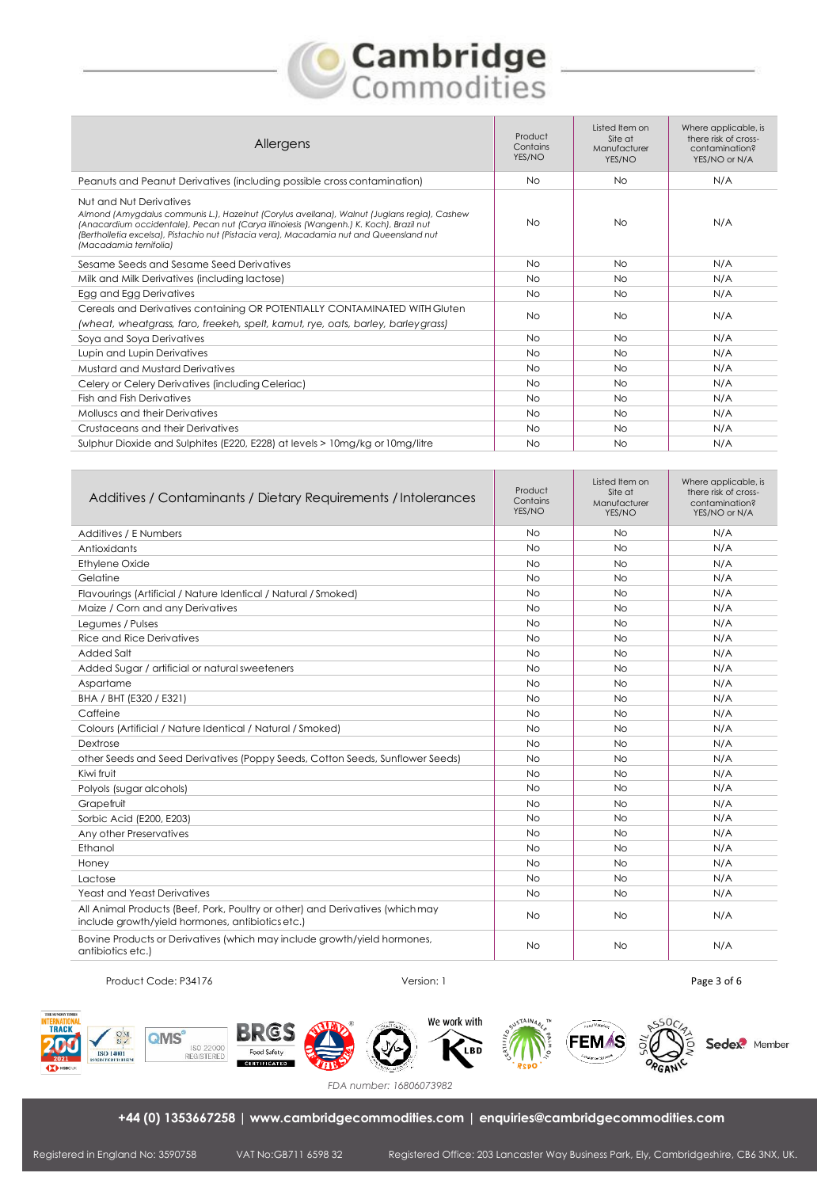| Allergens | Product Contains YES/NO | Listed Item on Site at Manufacturer YES/NO | Where applicable, is there risk of cross-contamination? YES/NO or N/A |
|---|---|---|---|
| Peanuts and Peanut Derivatives (including possible cross contamination) | No | No | N/A |
| Nut and Nut Derivatives<br>*Almond (Amygdalus communis L.), Hazelnut (Corylus avellana), Walnut (Juglans regia), Cashew (Anacardium occidentale), Pecan nut (Carya illinoiesis (Wangenh.) K. Koch), Brazil nut (Bertholletia excelsa), Pistachio nut (Pistacia vera), Macadamia nut and Queensland nut (Macadamia ternifolia)* | No | No | N/A |
| Sesame Seeds and Sesame Seed Derivatives | No | No | N/A |
| Milk and Milk Derivatives (including lactose) | No | No | N/A |
| Egg and Egg Derivatives | No | No | N/A |
| Cereals and Derivatives containing OR POTENTIALLY CONTAMINATED WITH Gluten<br>*(wheat, wheatgrass, faro, freekeh, spelt, kamut, rye, oats, barley, barley grass)* | No | No | N/A |
| Soya and Soya Derivatives | No | No | N/A |
| Lupin and Lupin Derivatives | No | No | N/A |
| Mustard and Mustard Derivatives | No | No | N/A |
| Celery or Celery Derivatives (including Celeriac) | No | No | N/A |
| Fish and Fish Derivatives | No | No | N/A |
| Molluscs and their Derivatives | No | No | N/A |
| Crustaceans and their Derivatives | No | No | N/A |
| Sulphur Dioxide and Sulphites (E220, E228) at levels > 10mg/kg or 10mg/litre | No | No | N/A |

| Additives / Contaminants / Dietary Requirements / Intolerances | Product Contains YES/NO | Listed Item on Site at Manufacturer YES/NO | Where applicable, is there risk of cross-contamination? YES/NO or N/A |
|---|---|---|---|
| Additives / E Numbers | No | No | N/A |
| Antioxidants | No | No | N/A |
| Ethylene Oxide | No | No | N/A |
| Gelatine | No | No | N/A |
| Flavourings (Artificial / Nature Identical / Natural / Smoked) | No | No | N/A |
| Maize / Corn and any Derivatives | No | No | N/A |
| Legumes / Pulses | No | No | N/A |
| Rice and Rice Derivatives | No | No | N/A |
| Added Salt | No | No | N/A |
| Added Sugar / artificial or natural sweeteners | No | No | N/A |
| Aspartame | No | No | N/A |
| BHA / BHT (E320 / E321) | No | No | N/A |
| Caffeine | No | No | N/A |
| Colours (Artificial / Nature Identical / Natural / Smoked) | No | No | N/A |
| Dextrose | No | No | N/A |
| other Seeds and Seed Derivatives (Poppy Seeds, Cotton Seeds, Sunflower Seeds) | No | No | N/A |
| Kiwi fruit | No | No | N/A |
| Polyols (sugar alcohols) | No | No | N/A |
| Grapefruit | No | No | N/A |
| Sorbic Acid (E200, E203) | No | No | N/A |
| Any other Preservatives | No | No | N/A |
| Ethanol | No | No | N/A |
| Honey | No | No | N/A |
| Lactose | No | No | N/A |
| Yeast and Yeast Derivatives | No | No | N/A |
| All Animal Products (Beef, Pork, Poultry or other) and Derivatives (which may include growth/yield hormones, antibiotics etc.) | No | No | N/A |
| Bovine Products or Derivatives (which may include growth/yield hormones, antibiotics etc.) | No | No | N/A |

Product Code: P34176 Version: 1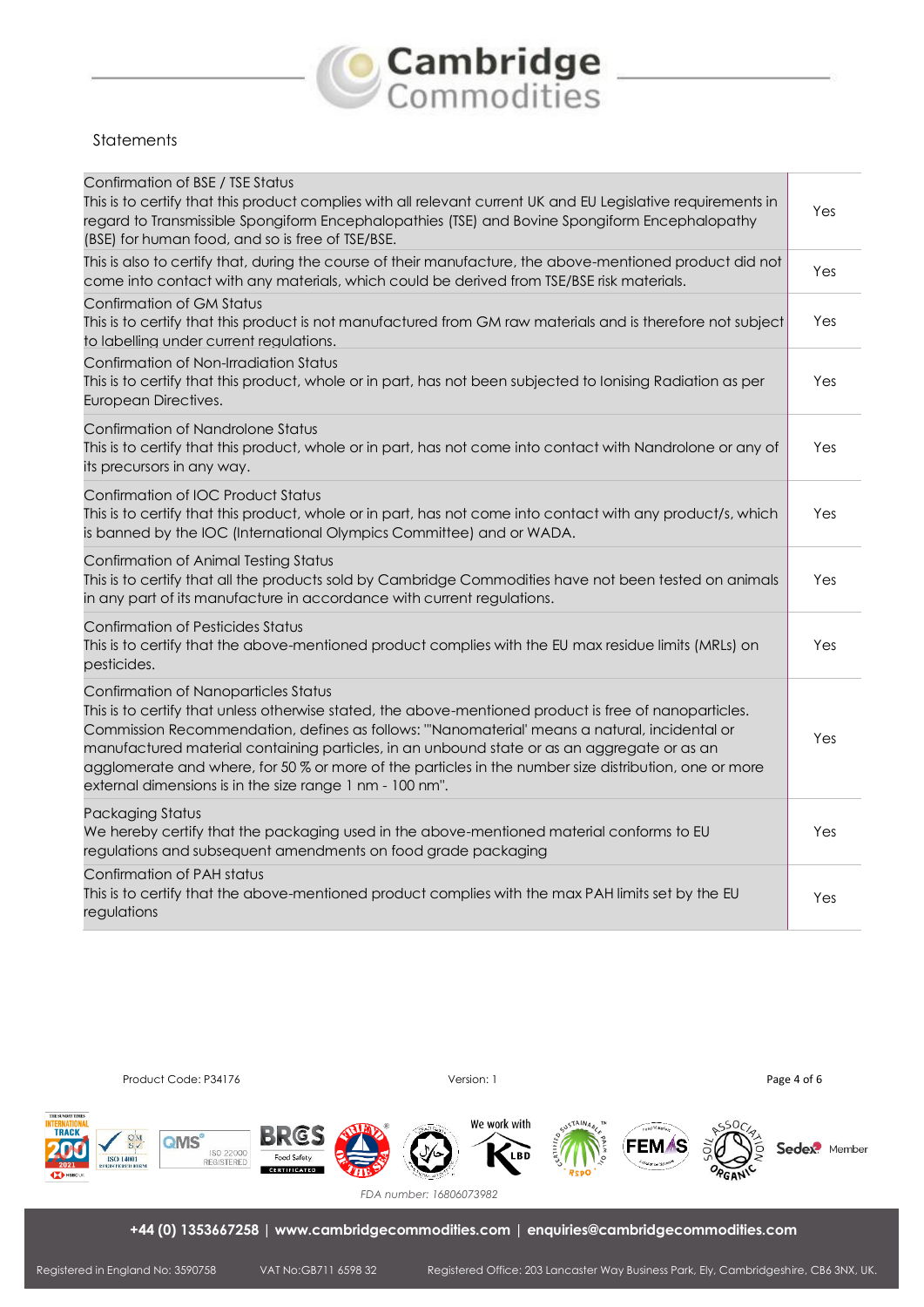Statements

| | |
|---|---|
| Confirmation of BSE / TSE Status<br>This is to certify that this product complies with all relevant current UK and EU Legislative requirements in regard to Transmissible Spongiform Encephalopathies (TSE) and Bovine Spongiform Encephalopathy (BSE) for human food, and so is free of TSE/BSE. | Yes |
| This is also to certify that, during the course of their manufacture, the above-mentioned product did not come into contact with any materials, which could be derived from TSE/BSE risk materials. | Yes |
| Confirmation of GM Status<br>This is to certify that this product is not manufactured from GM raw materials and is therefore not subject to labelling under current regulations. | Yes |
| Confirmation of Non-Irradiation Status<br>This is to certify that this product, whole or in part, has not been subjected to Ionising Radiation as per European Directives. | Yes |
| Confirmation of Nandrolone Status<br>This is to certify that this product, whole or in part, has not come into contact with Nandrolone or any of its precursors in any way. | Yes |
| Confirmation of IOC Product Status<br>This is to certify that this product, whole or in part, has not come into contact with any product/s, which is banned by the IOC (International Olympics Committee) and or WADA. | Yes |
| Confirmation of Animal Testing Status<br>This is to certify that all the products sold by Cambridge Commodities have not been tested on animals in any part of its manufacture in accordance with current regulations. | Yes |
| Confirmation of Pesticides Status<br>This is to certify that the above-mentioned product complies with the EU max residue limits (MRLs) on pesticides. | Yes |
| Confirmation of Nanoparticles Status<br>This is to certify that unless otherwise stated, the above-mentioned product is free of nanoparticles. Commission Recommendation, defines as follows: "'Nanomaterial' means a natural, incidental or manufactured material containing particles, in an unbound state or as an aggregate or as an agglomerate and where, for 50 % or more of the particles in the number size distribution, one or more external dimensions is in the size range 1 nm - 100 nm". | Yes |
| Packaging Status<br>We hereby certify that the packaging used in the above-mentioned material conforms to EU regulations and subsequent amendments on food grade packaging | Yes |
| Confirmation of PAH status<br>This is to certify that the above-mentioned product complies with the max PAH limits set by the EU regulations | Yes |

Product Code: P34176 | Version: 1

FDA number: 16806073982

+44 (0) 1353667258 | www.cambridgecommodities.com | enquiries@cambridgecommodities.com

Registered in England No: 3590758 VAT No:GB711 6598 32 Registered Office: 203 Lancaster Way Business Park, Ely, Cambridgeshire, CB6 3NX, UK.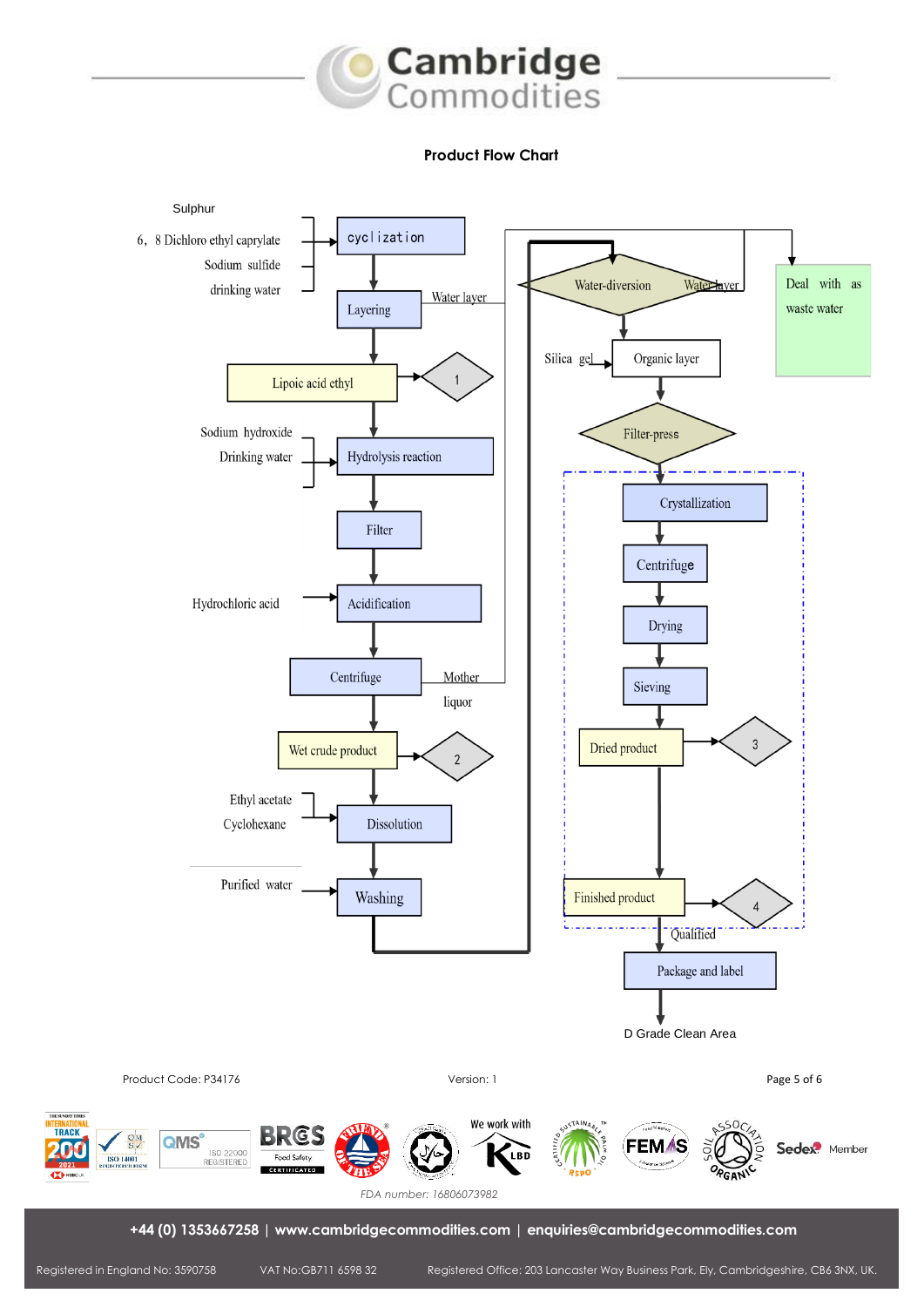**Product Flow Chart**

Sulphur

6, 8 Dichloro ethyl caprylate

Sodium sulfide

drinking water

cyclization

Layering

Water layer

Lipoic acid ethyl

1

Sodium hydroxide

Drinking water

Hydrolysis reaction

Filter

Hydrochloric acid

Acidification

Centrifuge

Mother liquor

Wet crude product

2

Ethyl acetate

Cyclohexane

Dissolution

Purified water

Washing

Water-diversion

Water layer

Deal with as waste water

Silica gel

Organic layer

Filter-press

Crystallization

Centrifuge

Drying

Sieving

Dried product

3

Finished product

4

Qualified

Package and label

D Grade Clean Area

Product Code: P34176

Version: 1

FDA number: 16806073982

+44 (0) 1353667258 | www.cambridgecommodities.com | enquiries@cambridgecommodities.com

Registered in England No: 3590758 VAT No:GB711 6598 32 Registered Office: 203 Lancaster Way Business Park, Ely, Cambridgeshire, CB6 3NX, UK.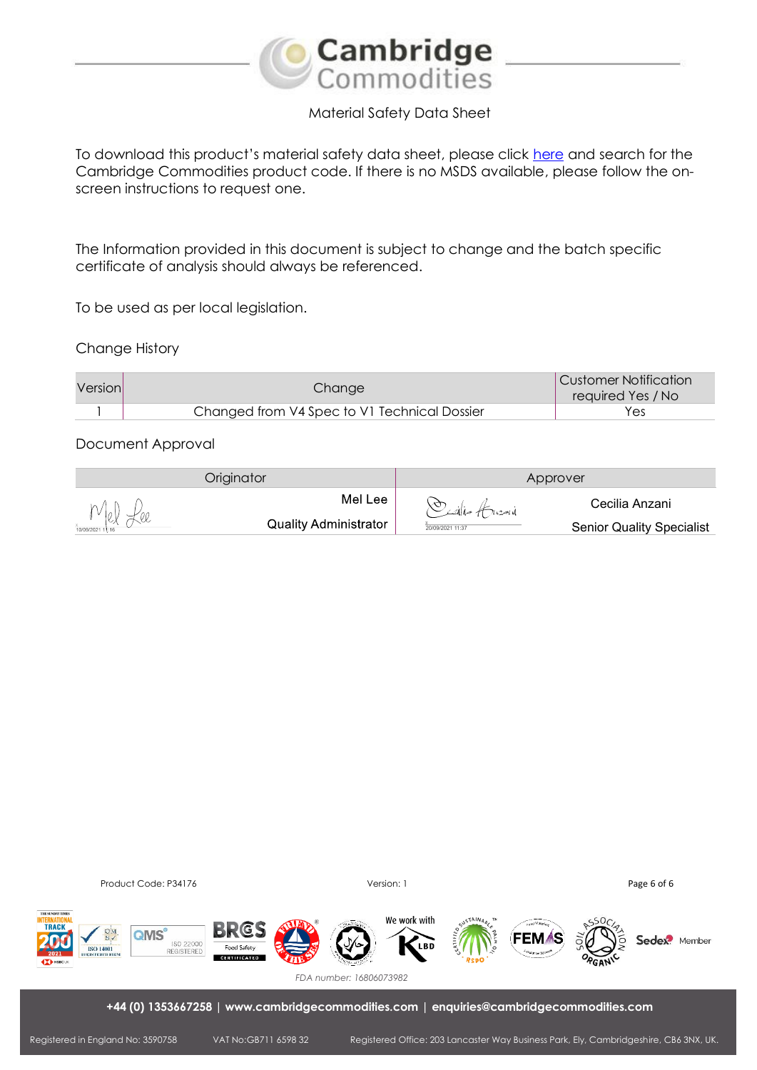Material Safety Data Sheet

To download this product's material safety data sheet, please click here and search for the Cambridge Commodities product code. If there is no MSDS available, please follow the on-screen instructions to request one.

The Information provided in this document is subject to change and the batch specific certificate of analysis should always be referenced.

To be used as per local legislation.

Change History

| Version | Change | Customer Notification required Yes / No |
|---|---|---|
| 1 | Changed from V4 Spec to V1 Technical Dossier | Yes |

Document Approval

| Originator | | Approver | |
|---|---|---|---|
| 10/09/2021 11:16 | Mel Lee<br>Quality Administrator | 20/09/2021 11:37 | Cecilia Anzani<br>Senior Quality Specialist |

Product Code: P34176 Version: 1

FDA number: 16806073982

+44 (0) 1353667258 | www.cambridgecommodities.com | enquiries@cambridgecommodities.com

Registered in England No: 3590758 VAT No:GB711 6598 32 Registered Office: 203 Lancaster Way Business Park, Ely, Cambridgeshire, CB6 3NX, UK.